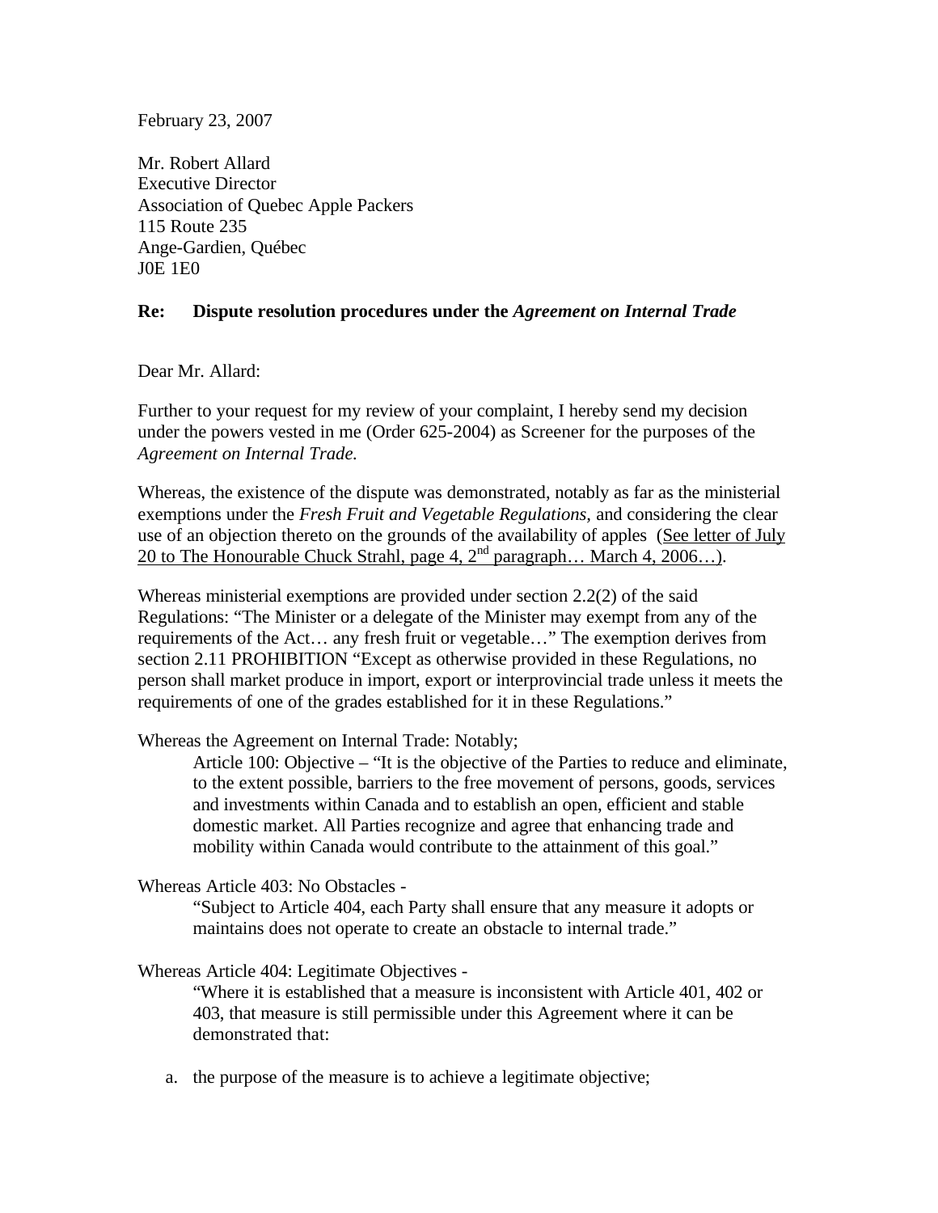February 23, 2007

Mr. Robert Allard
Executive Director
Association of Quebec Apple Packers
115 Route 235
Ange-Gardien, Québec
J0E 1E0

**Re: Dispute resolution procedures under the *Agreement on Internal Trade***

Dear Mr. Allard:

Further to your request for my review of your complaint, I hereby send my decision under the powers vested in me (Order 625-2004) as Screener for the purposes of the *Agreement on Internal Trade.*

Whereas, the existence of the dispute was demonstrated, notably as far as the ministerial exemptions under the *Fresh Fruit and Vegetable Regulations*, and considering the clear use of an objection thereto on the grounds of the availability of apples (<u>See letter of July 20 to The Honourable Chuck Strahl, page 4, 2nd paragraph… March 4, 2006…</u>).

Whereas ministerial exemptions are provided under section 2.2(2) of the said Regulations: "The Minister or a delegate of the Minister may exempt from any of the requirements of the Act… any fresh fruit or vegetable…" The exemption derives from section 2.11 PROHIBITION "Except as otherwise provided in these Regulations, no person shall market produce in import, export or interprovincial trade unless it meets the requirements of one of the grades established for it in these Regulations."

Whereas the Agreement on Internal Trade: Notably;

> Article 100: Objective – "It is the objective of the Parties to reduce and eliminate, to the extent possible, barriers to the free movement of persons, goods, services and investments within Canada and to establish an open, efficient and stable domestic market. All Parties recognize and agree that enhancing trade and mobility within Canada would contribute to the attainment of this goal."

Whereas Article 403: No Obstacles -

> "Subject to Article 404, each Party shall ensure that any measure it adopts or maintains does not operate to create an obstacle to internal trade."

Whereas Article 404: Legitimate Objectives -

> "Where it is established that a measure is inconsistent with Article 401, 402 or 403, that measure is still permissible under this Agreement where it can be demonstrated that:

a. the purpose of the measure is to achieve a legitimate objective;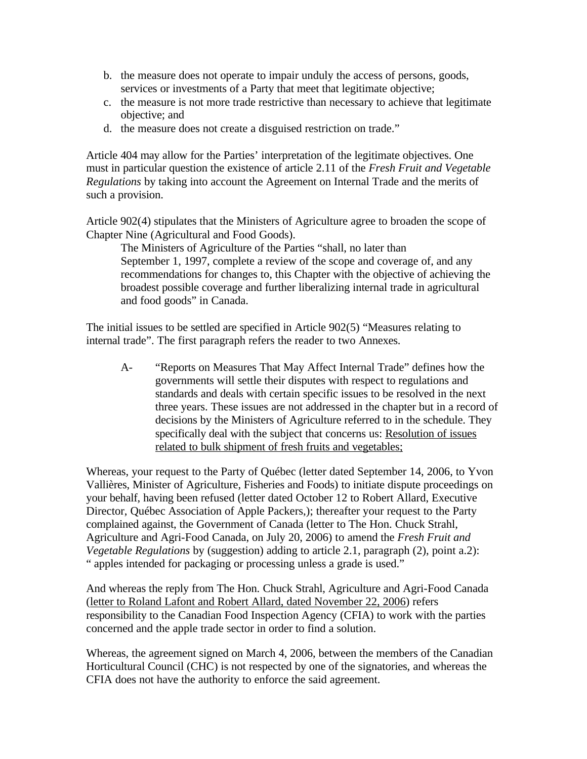b. the measure does not operate to impair unduly the access of persons, goods, services or investments of a Party that meet that legitimate objective;
c. the measure is not more trade restrictive than necessary to achieve that legitimate objective; and
d. the measure does not create a disguised restriction on trade."

Article 404 may allow for the Parties' interpretation of the legitimate objectives. One must in particular question the existence of article 2.11 of the *Fresh Fruit and Vegetable Regulations* by taking into account the Agreement on Internal Trade and the merits of such a provision.

Article 902(4) stipulates that the Ministers of Agriculture agree to broaden the scope of Chapter Nine (Agricultural and Food Goods).

> The Ministers of Agriculture of the Parties "shall, no later than September 1, 1997, complete a review of the scope and coverage of, and any recommendations for changes to, this Chapter with the objective of achieving the broadest possible coverage and further liberalizing internal trade in agricultural and food goods" in Canada.

The initial issues to be settled are specified in Article 902(5) "Measures relating to internal trade". The first paragraph refers the reader to two Annexes.

> A- "Reports on Measures That May Affect Internal Trade" defines how the governments will settle their disputes with respect to regulations and standards and deals with certain specific issues to be resolved in the next three years. These issues are not addressed in the chapter but in a record of decisions by the Ministers of Agriculture referred to in the schedule. They specifically deal with the subject that concerns us: <u>Resolution of issues related to bulk shipment of fresh fruits and vegetables;</u>

Whereas, your request to the Party of Québec (letter dated September 14, 2006, to Yvon Vallières, Minister of Agriculture, Fisheries and Foods) to initiate dispute proceedings on your behalf, having been refused (letter dated October 12 to Robert Allard, Executive Director, Québec Association of Apple Packers,); thereafter your request to the Party complained against, the Government of Canada (letter to The Hon. Chuck Strahl, Agriculture and Agri-Food Canada, on July 20, 2006) to amend the *Fresh Fruit and Vegetable Regulations* by (suggestion) adding to article 2.1, paragraph (2), point a.2): " apples intended for packaging or processing unless a grade is used."

And whereas the reply from The Hon. Chuck Strahl, Agriculture and Agri-Food Canada (<u>letter to Roland Lafont and Robert Allard, dated November 22, 2006</u>) refers responsibility to the Canadian Food Inspection Agency (CFIA) to work with the parties concerned and the apple trade sector in order to find a solution.

Whereas, the agreement signed on March 4, 2006, between the members of the Canadian Horticultural Council (CHC) is not respected by one of the signatories, and whereas the CFIA does not have the authority to enforce the said agreement.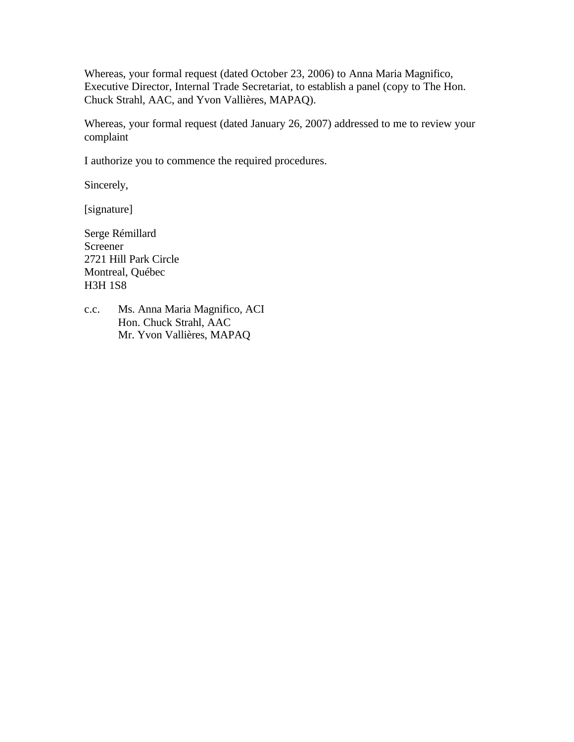Whereas, your formal request (dated October 23, 2006) to Anna Maria Magnifico, Executive Director, Internal Trade Secretariat, to establish a panel (copy to The Hon. Chuck Strahl, AAC, and Yvon Vallières, MAPAQ).

Whereas, your formal request (dated January 26, 2007) addressed to me to review your complaint

I authorize you to commence the required procedures.

Sincerely,

[signature]

Serge Rémillard  
Screener  
2721 Hill Park Circle  
Montreal, Québec  
H3H 1S8

c.c. Ms. Anna Maria Magnifico, ACI  
Hon. Chuck Strahl, AAC  
Mr. Yvon Vallières, MAPAQ